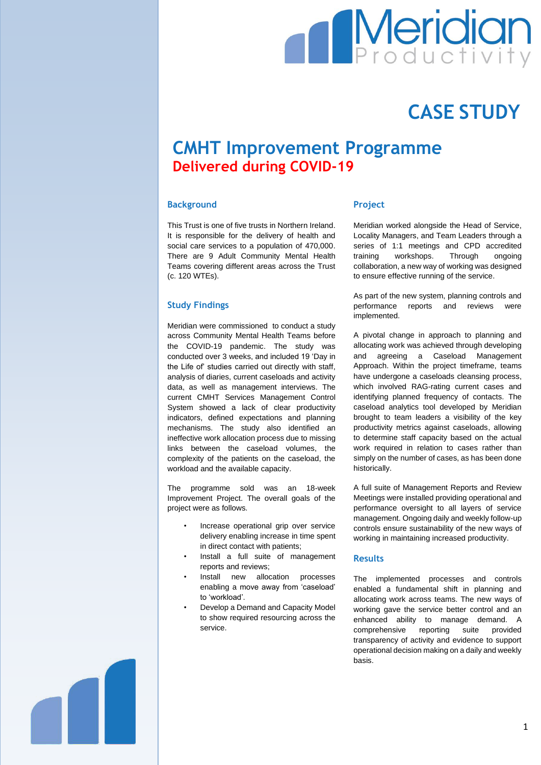# CASE STUDY

## CMHT Improvement Programme

**Delivered during COVID-19**

### Background

This Trust is one of five trusts in Northern Ireland. It is responsible for the delivery of health and social care services to a population of 470,000. There are 9 Adult Community Mental Health Teams covering different areas across the Trust (c. 120 WTEs).

### Study Findings

Meridian were commissioned to conduct a study across Community Mental Health Teams before the COVID-19 pandemic. The study was conducted over 3 weeks, and included 19 'Day in the Life of' studies carried out directly with staff, analysis of diaries, current caseloads and activity data, as well as management interviews. The current CMHT Services Management Control System showed a lack of clear productivity indicators, defined expectations and planning mechanisms. The study also identified an ineffective work allocation process due to missing links between the caseload volumes, the complexity of the patients on the caseload, the workload and the available capacity.

The programme sold was an 18-week Improvement Project. The overall goals of the project were as follows.

- Increase operational grip over service delivery enabling increase in time spent in direct contact with patients;
- Install a full suite of management reports and reviews;
- Install new allocation processes enabling a move away from 'caseload' to 'workload'.
- Develop a Demand and Capacity Model to show required resourcing across the service.

### Project

Meridian worked alongside the Head of Service, Locality Managers, and Team Leaders through a series of 1:1 meetings and CPD accredited training workshops. Through ongoing collaboration, a new way of working was designed to ensure effective running of the service.

As part of the new system, planning controls and performance reports and reviews were implemented.

A pivotal change in approach to planning and allocating work was achieved through developing and agreeing a Caseload Management Approach. Within the project timeframe, teams have undergone a caseloads cleansing process, which involved RAG-rating current cases and identifying planned frequency of contacts. The caseload analytics tool developed by Meridian brought to team leaders a visibility of the key productivity metrics against caseloads, allowing to determine staff capacity based on the actual work required in relation to cases rather than simply on the number of cases, as has been done historically.

A full suite of Management Reports and Review Meetings were installed providing operational and performance oversight to all layers of service management. Ongoing daily and weekly follow-up controls ensure sustainability of the new ways of working in maintaining increased productivity.

### Results

The implemented processes and controls enabled a fundamental shift in planning and allocating work across teams. The new ways of working gave the service better control and an enhanced ability to manage demand. A comprehensive reporting suite provided transparency of activity and evidence to support operational decision making on a daily and weekly basis.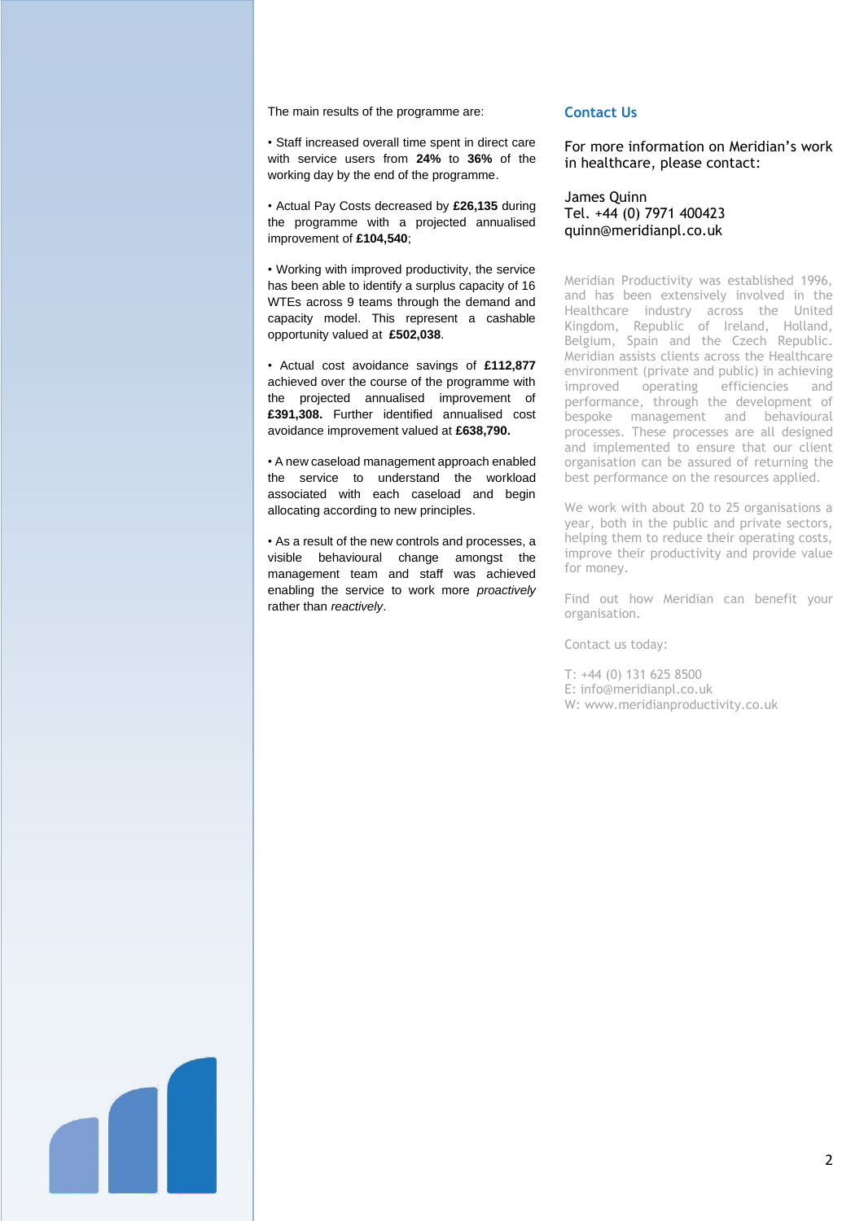The main results of the programme are:

• Staff increased overall time spent in direct care with service users from **24%** to **36%** of the working day by the end of the programme.

• Actual Pay Costs decreased by **£26,135** during the programme with a projected annualised improvement of **£104,540**;

• Working with improved productivity, the service has been able to identify a surplus capacity of 16 WTEs across 9 teams through the demand and capacity model. This represent a cashable opportunity valued at **£502,038**.

• Actual cost avoidance savings of **£112,877** achieved over the course of the programme with the projected annualised improvement of **£391,308.** Further identified annualised cost avoidance improvement valued at **£638,790.**

• A new caseload management approach enabled the service to understand the workload associated with each caseload and begin allocating according to new principles.

• As a result of the new controls and processes, a visible behavioural change amongst the management team and staff was achieved enabling the service to work more *proactively* rather than *reactively*.

## Contact Us

For more information on Meridian's work in healthcare, please contact:

James Quinn
Tel. +44 (0) 7971 400423
quinn@meridianpl.co.uk

Meridian Productivity was established 1996, and has been extensively involved in the Healthcare industry across the United Kingdom, Republic of Ireland, Holland, Belgium, Spain and the Czech Republic. Meridian assists clients across the Healthcare environment (private and public) in achieving improved operating efficiencies and performance, through the development of bespoke management and behavioural processes. These processes are all designed and implemented to ensure that our client organisation can be assured of returning the best performance on the resources applied.

We work with about 20 to 25 organisations a year, both in the public and private sectors, helping them to reduce their operating costs, improve their productivity and provide value for money.

Find out how Meridian can benefit your organisation.

Contact us today:

T: +44 (0) 131 625 8500
E: info@meridianpl.co.uk
W: www.meridianproductivity.co.uk